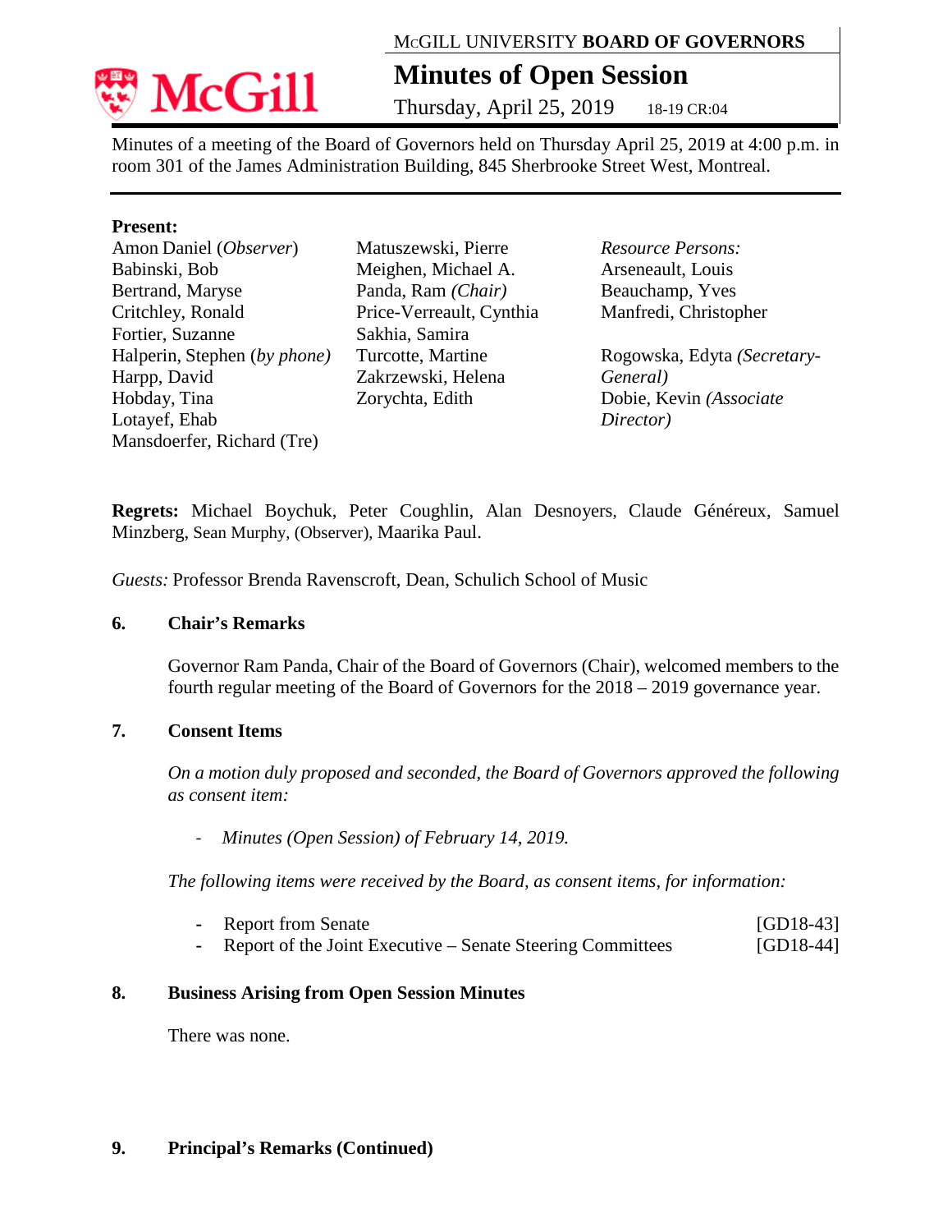McGILL UNIVERSITY **BOARD OF GOVERNORS**

# Minutes of Open Session

Thursday, April 25, 2019 18-19 CR:04

Minutes of a meeting of the Board of Governors held on Thursday April 25, 2019 at 4:00 p.m. in room 301 of the James Administration Building, 845 Sherbrooke Street West, Montreal.

**Present:**

Amon Daniel (*Observer*)
Babinski, Bob
Bertrand, Maryse
Critchley, Ronald
Fortier, Suzanne
Halperin, Stephen (*by phone*)
Harpp, David
Hobday, Tina
Lotayef, Ehab
Mansdoerfer, Richard (Tre)
Matuszewski, Pierre
Meighen, Michael A.
Panda, Ram *(Chair)*
Price-Verreault, Cynthia
Sakhia, Samira
Turcotte, Martine
Zakrzewski, Helena
Zorychta, Edith

*Resource Persons:*
Arseneault, Louis
Beauchamp, Yves
Manfredi, Christopher

Rogowska, Edyta *(Secretary-General)*
Dobie, Kevin *(Associate Director)*

**Regrets:** Michael Boychuk, Peter Coughlin, Alan Desnoyers, Claude Généreux, Samuel Minzberg, Sean Murphy, (Observer), Maarika Paul.

*Guests:* Professor Brenda Ravenscroft, Dean, Schulich School of Music

## 6. Chair's Remarks

Governor Ram Panda, Chair of the Board of Governors (Chair), welcomed members to the fourth regular meeting of the Board of Governors for the 2018 – 2019 governance year.

## 7. Consent Items

*On a motion duly proposed and seconded, the Board of Governors approved the following as consent item:*

- *Minutes (Open Session) of February 14, 2019.*

*The following items were received by the Board, as consent items, for information:*

- Report from Senate [GD18-43]
- Report of the Joint Executive – Senate Steering Committees [GD18-44]

## 8. Business Arising from Open Session Minutes

There was none.

## 9. Principal's Remarks (Continued)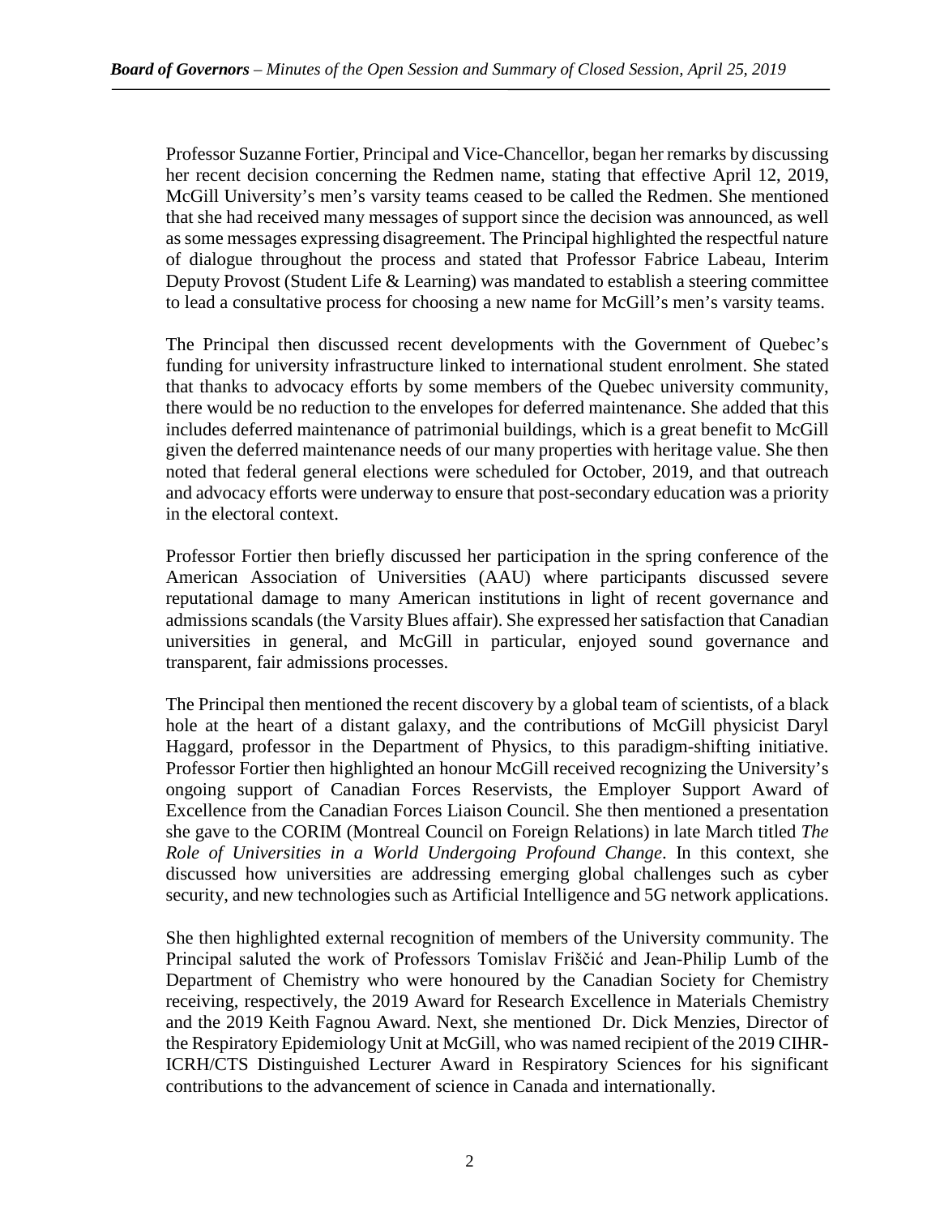Professor Suzanne Fortier, Principal and Vice-Chancellor, began her remarks by discussing her recent decision concerning the Redmen name, stating that effective April 12, 2019, McGill University's men's varsity teams ceased to be called the Redmen. She mentioned that she had received many messages of support since the decision was announced, as well as some messages expressing disagreement. The Principal highlighted the respectful nature of dialogue throughout the process and stated that Professor Fabrice Labeau, Interim Deputy Provost (Student Life & Learning) was mandated to establish a steering committee to lead a consultative process for choosing a new name for McGill's men's varsity teams.

The Principal then discussed recent developments with the Government of Quebec's funding for university infrastructure linked to international student enrolment. She stated that thanks to advocacy efforts by some members of the Quebec university community, there would be no reduction to the envelopes for deferred maintenance. She added that this includes deferred maintenance of patrimonial buildings, which is a great benefit to McGill given the deferred maintenance needs of our many properties with heritage value. She then noted that federal general elections were scheduled for October, 2019, and that outreach and advocacy efforts were underway to ensure that post-secondary education was a priority in the electoral context.

Professor Fortier then briefly discussed her participation in the spring conference of the American Association of Universities (AAU) where participants discussed severe reputational damage to many American institutions in light of recent governance and admissions scandals (the Varsity Blues affair). She expressed her satisfaction that Canadian universities in general, and McGill in particular, enjoyed sound governance and transparent, fair admissions processes.

The Principal then mentioned the recent discovery by a global team of scientists, of a black hole at the heart of a distant galaxy, and the contributions of McGill physicist Daryl Haggard, professor in the Department of Physics, to this paradigm-shifting initiative. Professor Fortier then highlighted an honour McGill received recognizing the University's ongoing support of Canadian Forces Reservists, the Employer Support Award of Excellence from the Canadian Forces Liaison Council. She then mentioned a presentation she gave to the CORIM (Montreal Council on Foreign Relations) in late March titled *The Role of Universities in a World Undergoing Profound Change*. In this context, she discussed how universities are addressing emerging global challenges such as cyber security, and new technologies such as Artificial Intelligence and 5G network applications.

She then highlighted external recognition of members of the University community. The Principal saluted the work of Professors Tomislav Friščić and Jean-Philip Lumb of the Department of Chemistry who were honoured by the Canadian Society for Chemistry receiving, respectively, the 2019 Award for Research Excellence in Materials Chemistry and the 2019 Keith Fagnou Award. Next, she mentioned Dr. Dick Menzies, Director of the Respiratory Epidemiology Unit at McGill, who was named recipient of the 2019 CIHR-ICRH/CTS Distinguished Lecturer Award in Respiratory Sciences for his significant contributions to the advancement of science in Canada and internationally.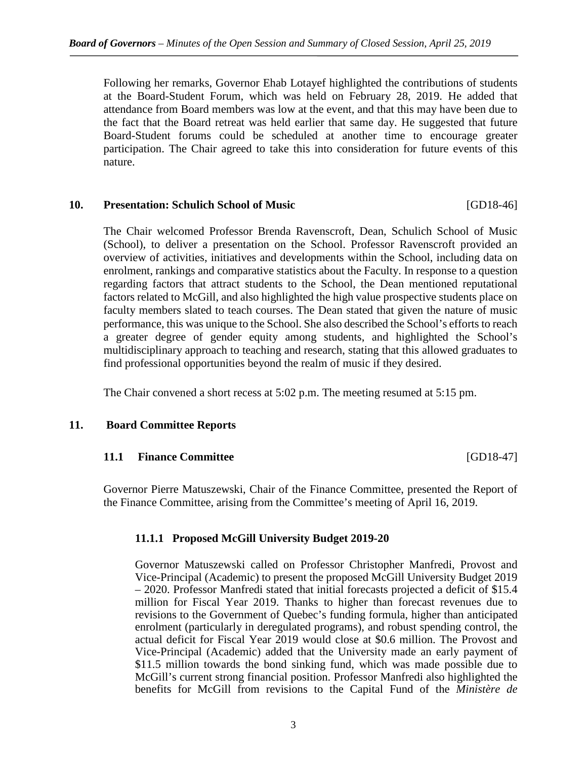Following her remarks, Governor Ehab Lotayef highlighted the contributions of students at the Board-Student Forum, which was held on February 28, 2019. He added that attendance from Board members was low at the event, and that this may have been due to the fact that the Board retreat was held earlier that same day. He suggested that future Board-Student forums could be scheduled at another time to encourage greater participation. The Chair agreed to take this into consideration for future events of this nature.

## 10. Presentation: Schulich School of Music [GD18-46]

The Chair welcomed Professor Brenda Ravenscroft, Dean, Schulich School of Music (School), to deliver a presentation on the School. Professor Ravenscroft provided an overview of activities, initiatives and developments within the School, including data on enrolment, rankings and comparative statistics about the Faculty. In response to a question regarding factors that attract students to the School, the Dean mentioned reputational factors related to McGill, and also highlighted the high value prospective students place on faculty members slated to teach courses. The Dean stated that given the nature of music performance, this was unique to the School. She also described the School's efforts to reach a greater degree of gender equity among students, and highlighted the School's multidisciplinary approach to teaching and research, stating that this allowed graduates to find professional opportunities beyond the realm of music if they desired.

The Chair convened a short recess at 5:02 p.m. The meeting resumed at 5:15 pm.

## 11. Board Committee Reports

### 11.1 Finance Committee [GD18-47]

Governor Pierre Matuszewski, Chair of the Finance Committee, presented the Report of the Finance Committee, arising from the Committee's meeting of April 16, 2019.

#### 11.1.1 Proposed McGill University Budget 2019-20

Governor Matuszewski called on Professor Christopher Manfredi, Provost and Vice-Principal (Academic) to present the proposed McGill University Budget 2019 – 2020. Professor Manfredi stated that initial forecasts projected a deficit of $15.4 million for Fiscal Year 2019. Thanks to higher than forecast revenues due to revisions to the Government of Quebec's funding formula, higher than anticipated enrolment (particularly in deregulated programs), and robust spending control, the actual deficit for Fiscal Year 2019 would close at $0.6 million. The Provost and Vice-Principal (Academic) added that the University made an early payment of $11.5 million towards the bond sinking fund, which was made possible due to McGill's current strong financial position. Professor Manfredi also highlighted the benefits for McGill from revisions to the Capital Fund of the *Ministère de*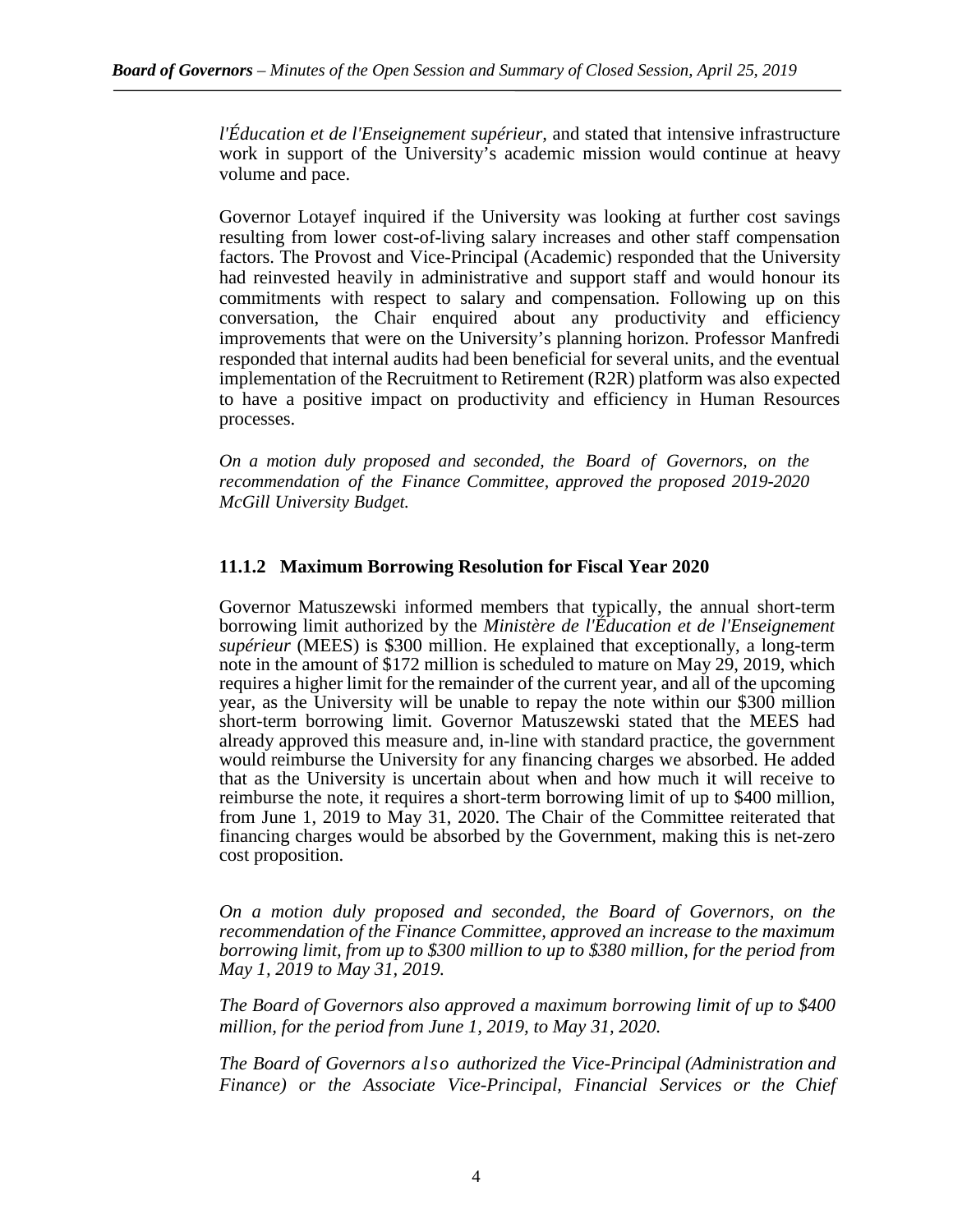*l'Éducation et de l'Enseignement supérieur*, and stated that intensive infrastructure work in support of the University's academic mission would continue at heavy volume and pace.

Governor Lotayef inquired if the University was looking at further cost savings resulting from lower cost-of-living salary increases and other staff compensation factors. The Provost and Vice-Principal (Academic) responded that the University had reinvested heavily in administrative and support staff and would honour its commitments with respect to salary and compensation. Following up on this conversation, the Chair enquired about any productivity and efficiency improvements that were on the University's planning horizon. Professor Manfredi responded that internal audits had been beneficial for several units, and the eventual implementation of the Recruitment to Retirement (R2R) platform was also expected to have a positive impact on productivity and efficiency in Human Resources processes.

*On a motion duly proposed and seconded, the Board of Governors, on the recommendation of the Finance Committee, approved the proposed 2019-2020 McGill University Budget.*

### 11.1.2 Maximum Borrowing Resolution for Fiscal Year 2020

Governor Matuszewski informed members that typically, the annual short-term borrowing limit authorized by the *Ministère de l'Éducation et de l'Enseignement supérieur* (MEES) is $300 million. He explained that exceptionally, a long-term note in the amount of $172 million is scheduled to mature on May 29, 2019, which requires a higher limit for the remainder of the current year, and all of the upcoming year, as the University will be unable to repay the note within our $300 million short-term borrowing limit. Governor Matuszewski stated that the MEES had already approved this measure and, in-line with standard practice, the government would reimburse the University for any financing charges we absorbed. He added that as the University is uncertain about when and how much it will receive to reimburse the note, it requires a short-term borrowing limit of up to $400 million, from June 1, 2019 to May 31, 2020. The Chair of the Committee reiterated that financing charges would be absorbed by the Government, making this is net-zero cost proposition.

*On a motion duly proposed and seconded, the Board of Governors, on the recommendation of the Finance Committee, approved an increase to the maximum borrowing limit, from up to $300 million to up to $380 million, for the period from May 1, 2019 to May 31, 2019.*

*The Board of Governors also approved a maximum borrowing limit of up to $400 million, for the period from June 1, 2019, to May 31, 2020.*

*The Board of Governors also authorized the Vice-Principal (Administration and Finance) or the Associate Vice-Principal, Financial Services or the Chief*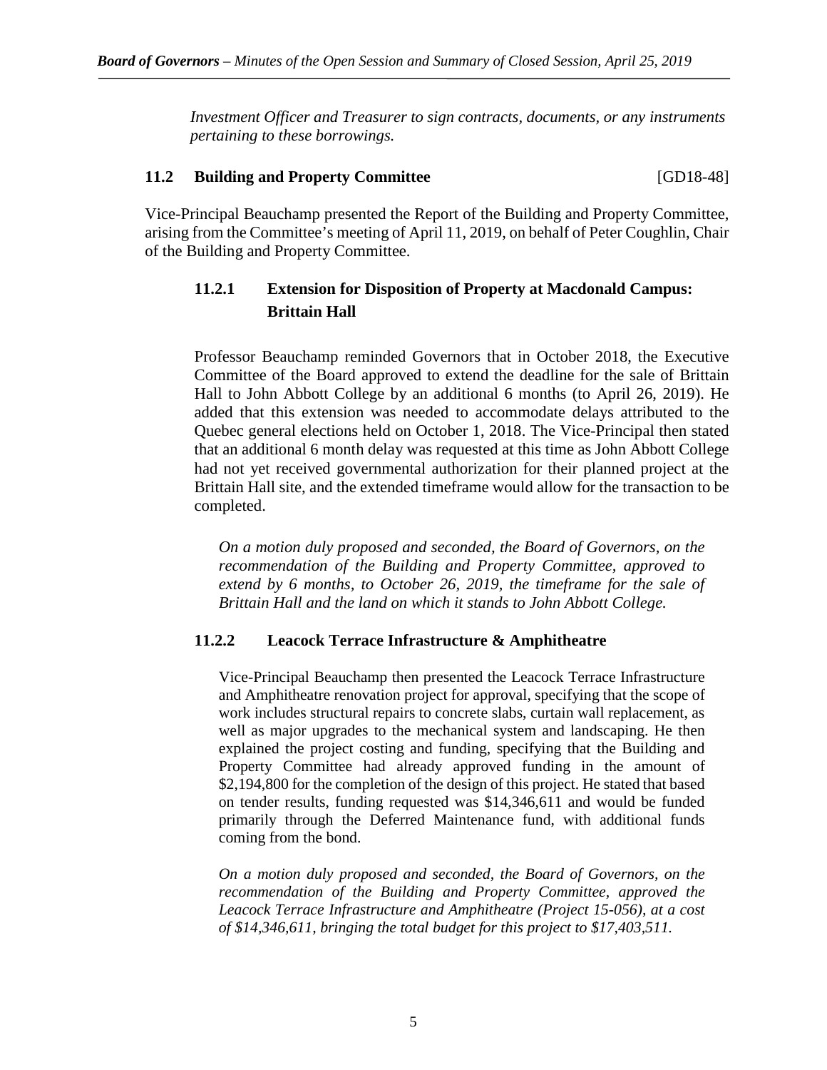*Investment Officer and Treasurer to sign contracts, documents, or any instruments pertaining to these borrowings.*

### 11.2 Building and Property Committee [GD18-48]

Vice-Principal Beauchamp presented the Report of the Building and Property Committee, arising from the Committee's meeting of April 11, 2019, on behalf of Peter Coughlin, Chair of the Building and Property Committee.

#### 11.2.1 Extension for Disposition of Property at Macdonald Campus: Brittain Hall

Professor Beauchamp reminded Governors that in October 2018, the Executive Committee of the Board approved to extend the deadline for the sale of Brittain Hall to John Abbott College by an additional 6 months (to April 26, 2019). He added that this extension was needed to accommodate delays attributed to the Quebec general elections held on October 1, 2018. The Vice-Principal then stated that an additional 6 month delay was requested at this time as John Abbott College had not yet received governmental authorization for their planned project at the Brittain Hall site, and the extended timeframe would allow for the transaction to be completed.

*On a motion duly proposed and seconded, the Board of Governors, on the recommendation of the Building and Property Committee, approved to extend by 6 months, to October 26, 2019, the timeframe for the sale of Brittain Hall and the land on which it stands to John Abbott College.*

#### 11.2.2 Leacock Terrace Infrastructure & Amphitheatre

Vice-Principal Beauchamp then presented the Leacock Terrace Infrastructure and Amphitheatre renovation project for approval, specifying that the scope of work includes structural repairs to concrete slabs, curtain wall replacement, as well as major upgrades to the mechanical system and landscaping. He then explained the project costing and funding, specifying that the Building and Property Committee had already approved funding in the amount of $2,194,800 for the completion of the design of this project. He stated that based on tender results, funding requested was $14,346,611 and would be funded primarily through the Deferred Maintenance fund, with additional funds coming from the bond.

*On a motion duly proposed and seconded, the Board of Governors, on the recommendation of the Building and Property Committee, approved the Leacock Terrace Infrastructure and Amphitheatre (Project 15-056), at a cost of $14,346,611, bringing the total budget for this project to $17,403,511.*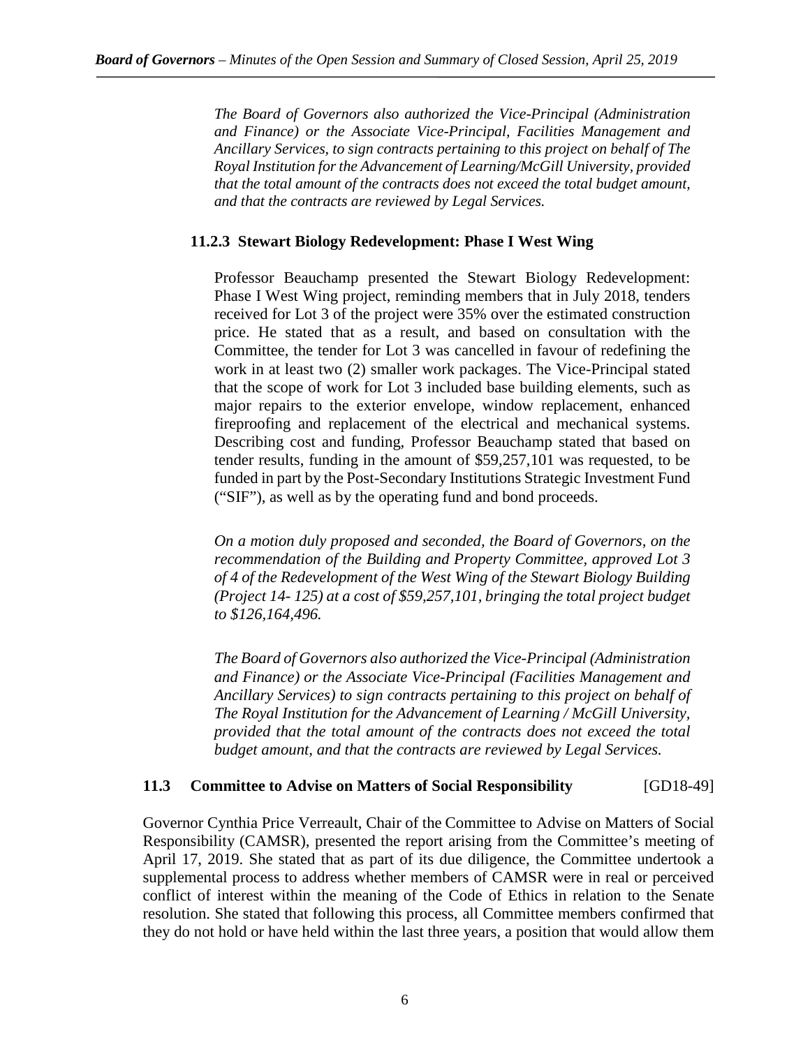*The Board of Governors also authorized the Vice-Principal (Administration and Finance) or the Associate Vice-Principal, Facilities Management and Ancillary Services, to sign contracts pertaining to this project on behalf of The Royal Institution for the Advancement of Learning/McGill University, provided that the total amount of the contracts does not exceed the total budget amount, and that the contracts are reviewed by Legal Services.*

#### 11.2.3 Stewart Biology Redevelopment: Phase I West Wing

Professor Beauchamp presented the Stewart Biology Redevelopment: Phase I West Wing project, reminding members that in July 2018, tenders received for Lot 3 of the project were 35% over the estimated construction price. He stated that as a result, and based on consultation with the Committee, the tender for Lot 3 was cancelled in favour of redefining the work in at least two (2) smaller work packages. The Vice-Principal stated that the scope of work for Lot 3 included base building elements, such as major repairs to the exterior envelope, window replacement, enhanced fireproofing and replacement of the electrical and mechanical systems. Describing cost and funding, Professor Beauchamp stated that based on tender results, funding in the amount of $59,257,101 was requested, to be funded in part by the Post-Secondary Institutions Strategic Investment Fund ("SIF"), as well as by the operating fund and bond proceeds.

*On a motion duly proposed and seconded, the Board of Governors, on the recommendation of the Building and Property Committee, approved Lot 3 of 4 of the Redevelopment of the West Wing of the Stewart Biology Building (Project 14- 125) at a cost of $59,257,101, bringing the total project budget to $126,164,496.*

*The Board of Governors also authorized the Vice-Principal (Administration and Finance) or the Associate Vice-Principal (Facilities Management and Ancillary Services) to sign contracts pertaining to this project on behalf of The Royal Institution for the Advancement of Learning / McGill University, provided that the total amount of the contracts does not exceed the total budget amount, and that the contracts are reviewed by Legal Services.*

### 11.3 Committee to Advise on Matters of Social Responsibility [GD18-49]

Governor Cynthia Price Verreault, Chair of the Committee to Advise on Matters of Social Responsibility (CAMSR), presented the report arising from the Committee's meeting of April 17, 2019. She stated that as part of its due diligence, the Committee undertook a supplemental process to address whether members of CAMSR were in real or perceived conflict of interest within the meaning of the Code of Ethics in relation to the Senate resolution. She stated that following this process, all Committee members confirmed that they do not hold or have held within the last three years, a position that would allow them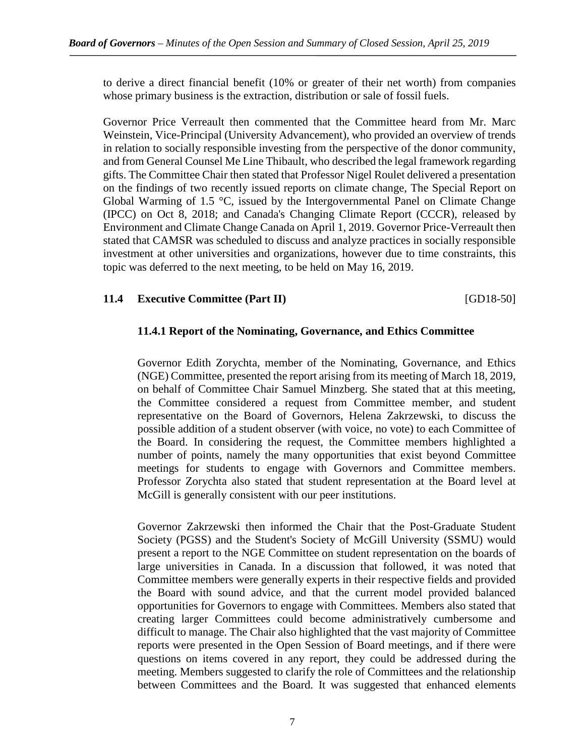to derive a direct financial benefit (10% or greater of their net worth) from companies whose primary business is the extraction, distribution or sale of fossil fuels.

Governor Price Verreault then commented that the Committee heard from Mr. Marc Weinstein, Vice-Principal (University Advancement), who provided an overview of trends in relation to socially responsible investing from the perspective of the donor community, and from General Counsel Me Line Thibault, who described the legal framework regarding gifts. The Committee Chair then stated that Professor Nigel Roulet delivered a presentation on the findings of two recently issued reports on climate change, The Special Report on Global Warming of 1.5 °C, issued by the Intergovernmental Panel on Climate Change (IPCC) on Oct 8, 2018; and Canada's Changing Climate Report (CCCR), released by Environment and Climate Change Canada on April 1, 2019. Governor Price-Verreault then stated that CAMSR was scheduled to discuss and analyze practices in socially responsible investment at other universities and organizations, however due to time constraints, this topic was deferred to the next meeting, to be held on May 16, 2019.

### 11.4 Executive Committee (Part II) [GD18-50]

#### 11.4.1 Report of the Nominating, Governance, and Ethics Committee

Governor Edith Zorychta, member of the Nominating, Governance, and Ethics (NGE) Committee, presented the report arising from its meeting of March 18, 2019, on behalf of Committee Chair Samuel Minzberg. She stated that at this meeting, the Committee considered a request from Committee member, and student representative on the Board of Governors, Helena Zakrzewski, to discuss the possible addition of a student observer (with voice, no vote) to each Committee of the Board. In considering the request, the Committee members highlighted a number of points, namely the many opportunities that exist beyond Committee meetings for students to engage with Governors and Committee members. Professor Zorychta also stated that student representation at the Board level at McGill is generally consistent with our peer institutions.

Governor Zakrzewski then informed the Chair that the Post-Graduate Student Society (PGSS) and the Student's Society of McGill University (SSMU) would present a report to the NGE Committee on student representation on the boards of large universities in Canada. In a discussion that followed, it was noted that Committee members were generally experts in their respective fields and provided the Board with sound advice, and that the current model provided balanced opportunities for Governors to engage with Committees. Members also stated that creating larger Committees could become administratively cumbersome and difficult to manage. The Chair also highlighted that the vast majority of Committee reports were presented in the Open Session of Board meetings, and if there were questions on items covered in any report, they could be addressed during the meeting. Members suggested to clarify the role of Committees and the relationship between Committees and the Board. It was suggested that enhanced elements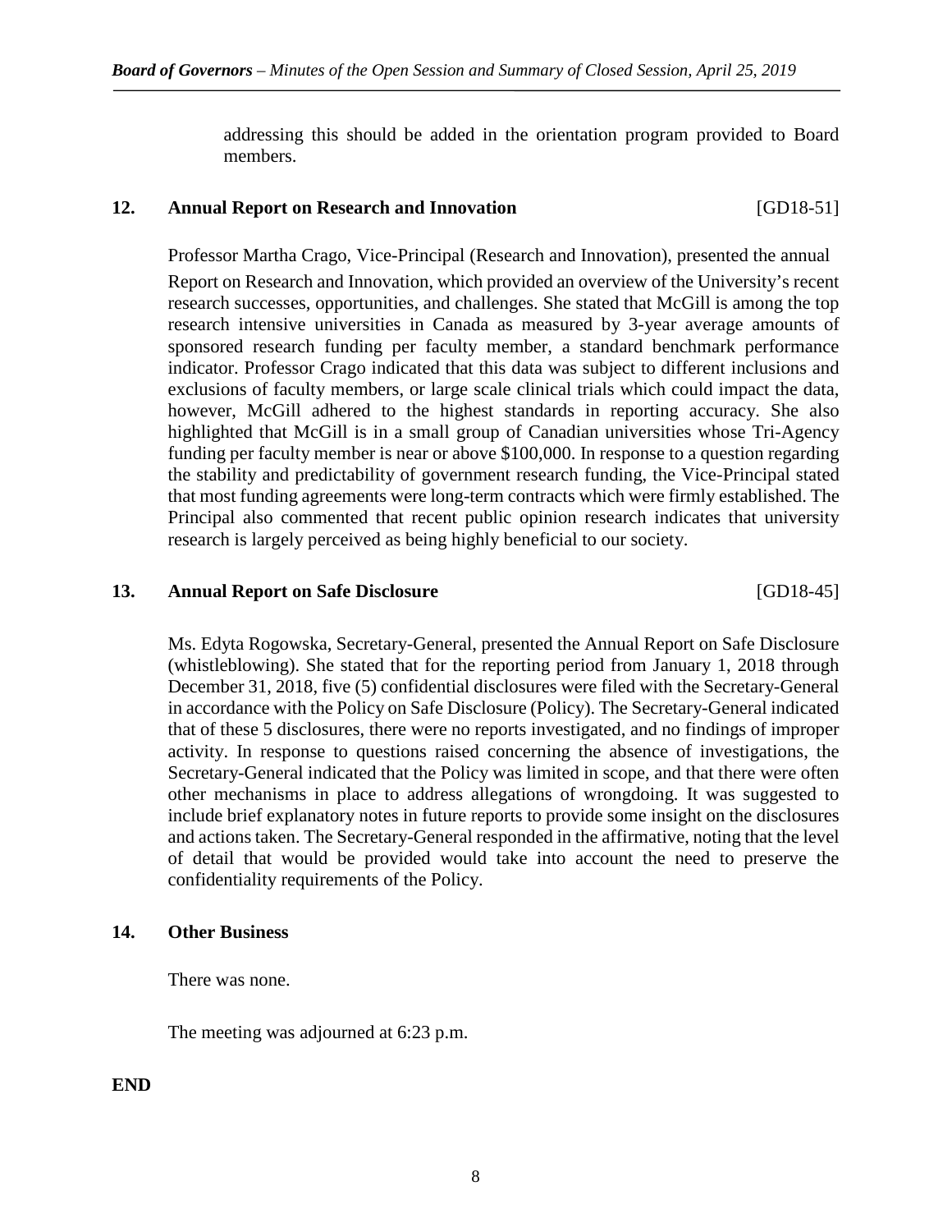addressing this should be added in the orientation program provided to Board members.

## 12. Annual Report on Research and Innovation [GD18-51]

Professor Martha Crago, Vice-Principal (Research and Innovation), presented the annual Report on Research and Innovation, which provided an overview of the University's recent research successes, opportunities, and challenges. She stated that McGill is among the top research intensive universities in Canada as measured by 3-year average amounts of sponsored research funding per faculty member, a standard benchmark performance indicator. Professor Crago indicated that this data was subject to different inclusions and exclusions of faculty members, or large scale clinical trials which could impact the data, however, McGill adhered to the highest standards in reporting accuracy. She also highlighted that McGill is in a small group of Canadian universities whose Tri-Agency funding per faculty member is near or above $100,000. In response to a question regarding the stability and predictability of government research funding, the Vice-Principal stated that most funding agreements were long-term contracts which were firmly established. The Principal also commented that recent public opinion research indicates that university research is largely perceived as being highly beneficial to our society.

## 13. Annual Report on Safe Disclosure [GD18-45]

Ms. Edyta Rogowska, Secretary-General, presented the Annual Report on Safe Disclosure (whistleblowing). She stated that for the reporting period from January 1, 2018 through December 31, 2018, five (5) confidential disclosures were filed with the Secretary-General in accordance with the Policy on Safe Disclosure (Policy). The Secretary-General indicated that of these 5 disclosures, there were no reports investigated, and no findings of improper activity. In response to questions raised concerning the absence of investigations, the Secretary-General indicated that the Policy was limited in scope, and that there were often other mechanisms in place to address allegations of wrongdoing. It was suggested to include brief explanatory notes in future reports to provide some insight on the disclosures and actions taken. The Secretary-General responded in the affirmative, noting that the level of detail that would be provided would take into account the need to preserve the confidentiality requirements of the Policy.

## 14. Other Business

There was none.

The meeting was adjourned at 6:23 p.m.

**END**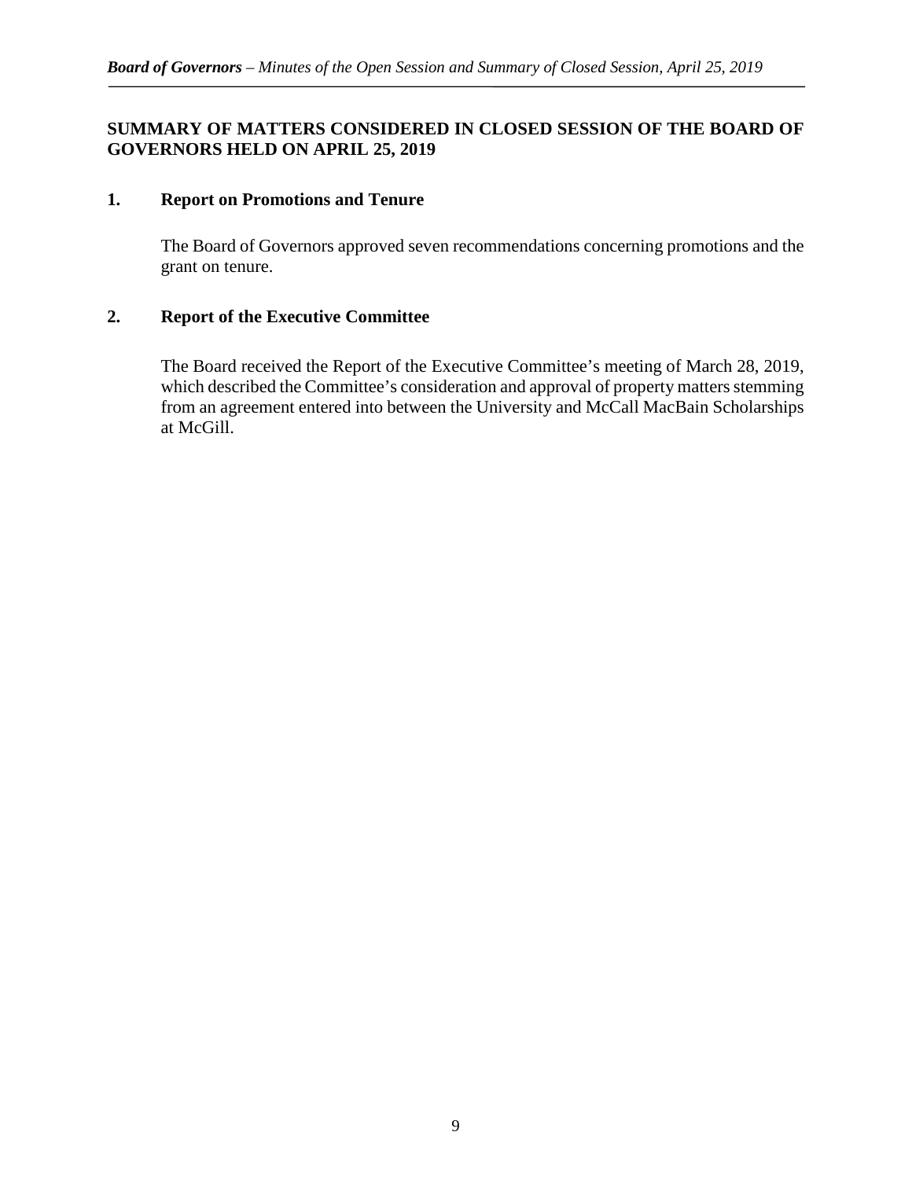## SUMMARY OF MATTERS CONSIDERED IN CLOSED SESSION OF THE BOARD OF GOVERNORS HELD ON APRIL 25, 2019

### 1. Report on Promotions and Tenure

The Board of Governors approved seven recommendations concerning promotions and the grant on tenure.

### 2. Report of the Executive Committee

The Board received the Report of the Executive Committee's meeting of March 28, 2019, which described the Committee's consideration and approval of property matters stemming from an agreement entered into between the University and McCall MacBain Scholarships at McGill.